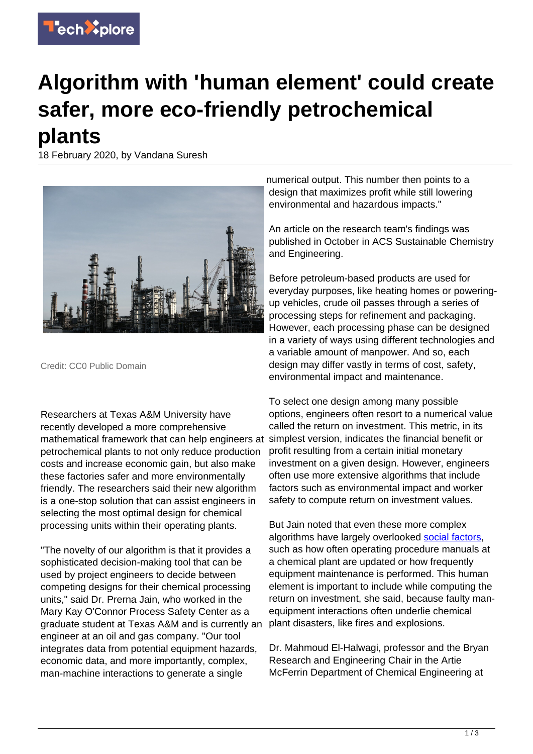# Algorithm with 'human element' could create safer, more eco-friendly petrochemical plants

18 February 2020, by Vandana Suresh

Credit: CC0 Public Domain

Researchers at Texas A&M University have recently developed a more comprehensive mathematical framework that can help engineers at petrochemical plants to not only reduce production costs and increase economic gain, but also make these factories safer and more environmentally friendly. The researchers said their new algorithm is a one-stop solution that can assist engineers in selecting the most optimal design for chemical processing units within their operating plants.

"The novelty of our algorithm is that it provides a sophisticated decision-making tool that can be used by project engineers to decide between competing designs for their chemical processing units," said Dr. Prerna Jain, who worked in the Mary Kay O'Connor Process Safety Center as a graduate student at Texas A&M and is currently an engineer at an oil and gas company. "Our tool integrates data from potential equipment hazards, economic data, and more importantly, complex, man-machine interactions to generate a single numerical output. This number then points to a design that maximizes profit while still lowering environmental and hazardous impacts."

An article on the research team's findings was published in October in ACS Sustainable Chemistry and Engineering.

Before petroleum-based products are used for everyday purposes, like heating homes or powering-up vehicles, crude oil passes through a series of processing steps for refinement and packaging. However, each processing phase can be designed in a variety of ways using different technologies and a variable amount of manpower. And so, each design may differ vastly in terms of cost, safety, environmental impact and maintenance.

To select one design among many possible options, engineers often resort to a numerical value called the return on investment. This metric, in its simplest version, indicates the financial benefit or profit resulting from a certain initial monetary investment on a given design. However, engineers often use more extensive algorithms that include factors such as environmental impact and worker safety to compute return on investment values.

But Jain noted that even these more complex algorithms have largely overlooked social factors, such as how often operating procedure manuals at a chemical plant are updated or how frequently equipment maintenance is performed. This human element is important to include while computing the return on investment, she said, because faulty man-equipment interactions often underlie chemical plant disasters, like fires and explosions.

Dr. Mahmoud El-Halwagi, professor and the Bryan Research and Engineering Chair in the Artie McFerrin Department of Chemical Engineering at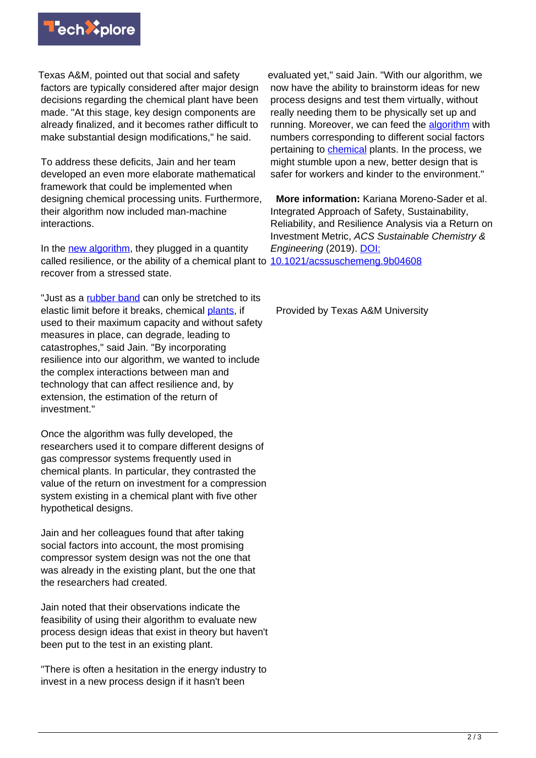Texas A&M, pointed out that social and safety factors are typically considered after major design decisions regarding the chemical plant have been made. "At this stage, key design components are already finalized, and it becomes rather difficult to make substantial design modifications," he said.

To address these deficits, Jain and her team developed an even more elaborate mathematical framework that could be implemented when designing chemical processing units. Furthermore, their algorithm now included man-machine interactions.

In the new algorithm, they plugged in a quantity called resilience, or the ability of a chemical plant to recover from a stressed state.

"Just as a rubber band can only be stretched to its elastic limit before it breaks, chemical plants, if used to their maximum capacity and without safety measures in place, can degrade, leading to catastrophes," said Jain. "By incorporating resilience into our algorithm, we wanted to include the complex interactions between man and technology that can affect resilience and, by extension, the estimation of the return of investment."

Once the algorithm was fully developed, the researchers used it to compare different designs of gas compressor systems frequently used in chemical plants. In particular, they contrasted the value of the return on investment for a compression system existing in a chemical plant with five other hypothetical designs.

Jain and her colleagues found that after taking social factors into account, the most promising compressor system design was not the one that was already in the existing plant, but the one that the researchers had created.

Jain noted that their observations indicate the feasibility of using their algorithm to evaluate new process design ideas that exist in theory but haven't been put to the test in an existing plant.

"There is often a hesitation in the energy industry to invest in a new process design if it hasn't been evaluated yet," said Jain. "With our algorithm, we now have the ability to brainstorm ideas for new process designs and test them virtually, without really needing them to be physically set up and running. Moreover, we can feed the algorithm with numbers corresponding to different social factors pertaining to chemical plants. In the process, we might stumble upon a new, better design that is safer for workers and kinder to the environment."

**More information:** Kariana Moreno-Sader et al. Integrated Approach of Safety, Sustainability, Reliability, and Resilience Analysis via a Return on Investment Metric, *ACS Sustainable Chemistry & Engineering* (2019). DOI: 10.1021/acssuschemeng.9b04608

Provided by Texas A&M University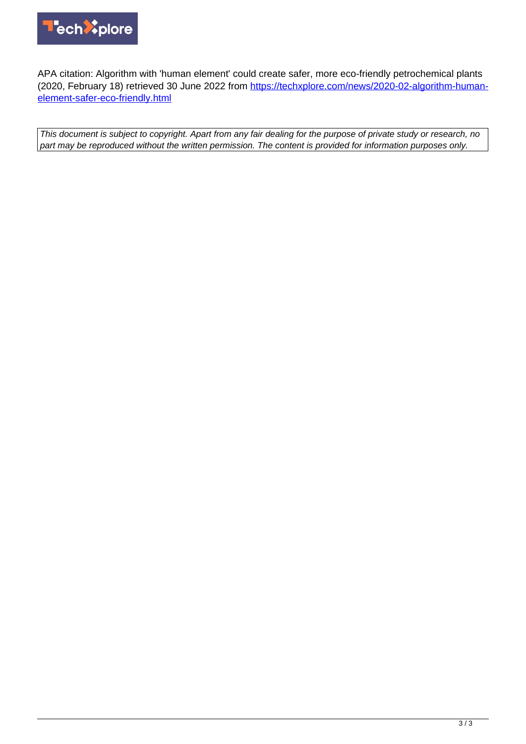APA citation: Algorithm with 'human element' could create safer, more eco-friendly petrochemical plants (2020, February 18) retrieved 30 June 2022 from https://techxplore.com/news/2020-02-algorithm-human-element-safer-eco-friendly.html

*This document is subject to copyright. Apart from any fair dealing for the purpose of private study or research, no part may be reproduced without the written permission. The content is provided for information purposes only.*